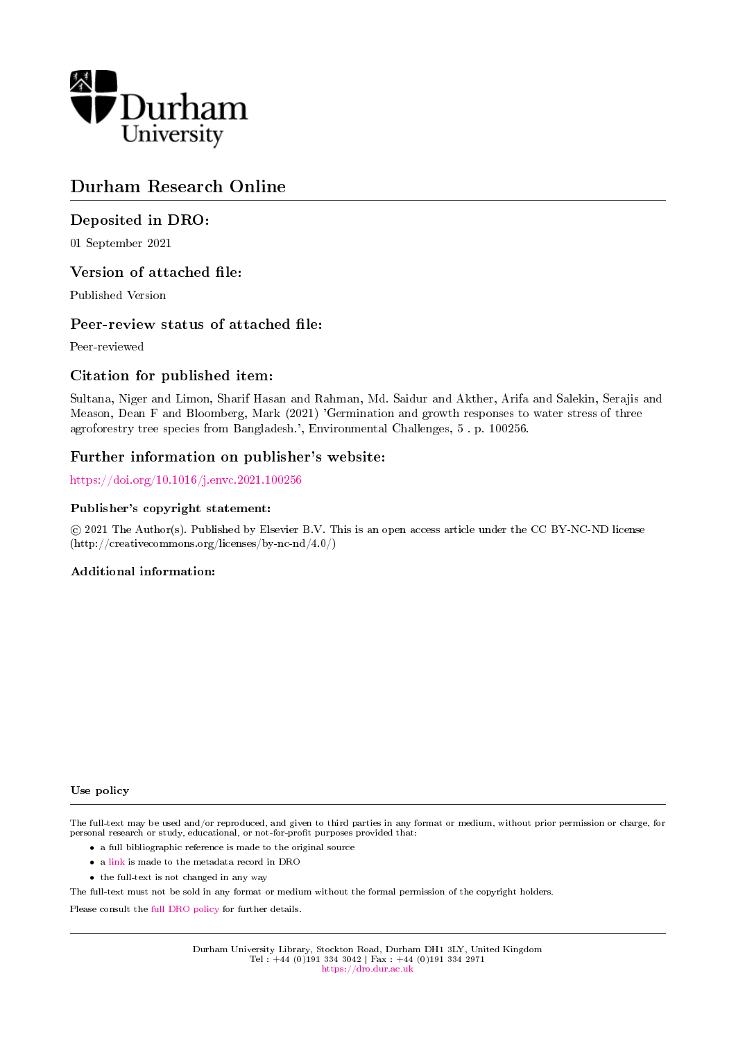Durham University

# Durham Research Online

## Deposited in DRO:

01 September 2021

## Version of attached file:

Published Version

## Peer-review status of attached file:

Peer-reviewed

## Citation for published item:

Sultana, Niger and Limon, Sharif Hasan and Rahman, Md. Saidur and Akther, Arifa and Salekin, Serajis and Meason, Dean F and Bloomberg, Mark (2021) 'Germination and growth responses to water stress of three agroforestry tree species from Bangladesh.', Environmental Challenges, 5 . p. 100256.

## Further information on publisher's website:

https://doi.org/10.1016/j.envc.2021.100256

### Publisher's copyright statement:

© 2021 The Author(s). Published by Elsevier B.V. This is an open access article under the CC BY-NC-ND license (http://creativecommons.org/licenses/by-nc-nd/4.0/)

### Additional information:

### Use policy

The full-text may be used and/or reproduced, and given to third parties in any format or medium, without prior permission or charge, for personal research or study, educational, or not-for-profit purposes provided that:

- a full bibliographic reference is made to the original source
- a link is made to the metadata record in DRO
- the full-text is not changed in any way

The full-text must not be sold in any format or medium without the formal permission of the copyright holders.

Please consult the full DRO policy for further details.

Durham University Library, Stockton Road, Durham DH1 3LY, United Kingdom
Tel : +44 (0)191 334 3042 | Fax : +44 (0)191 334 2971
https://dro.dur.ac.uk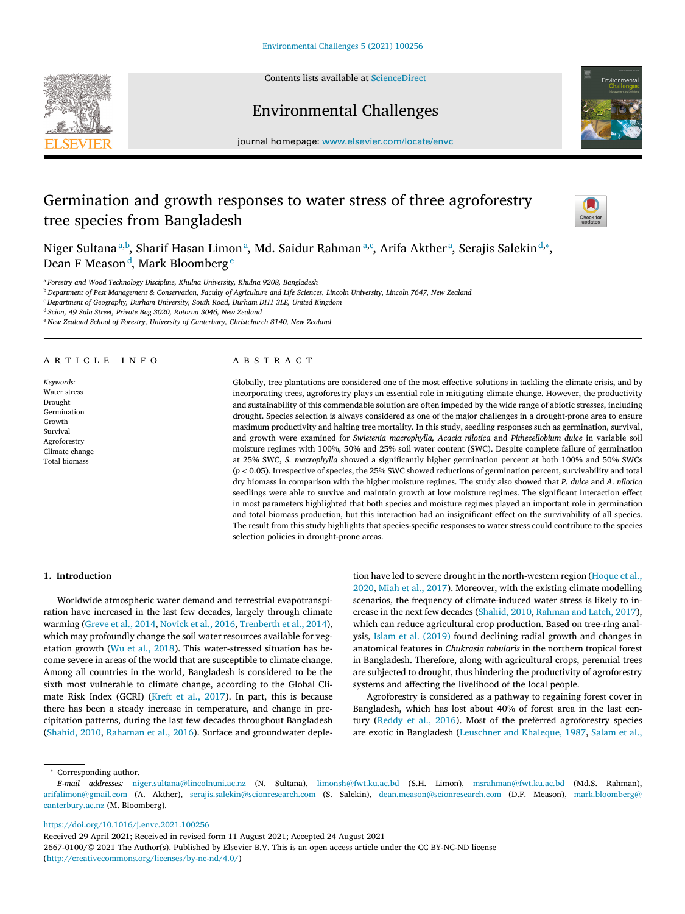# Germination and growth responses to water stress of three agroforestry tree species from Bangladesh

Niger Sultana[a,b], Sharif Hasan Limon[a], Md. Saidur Rahman[a,c], Arifa Akther[a], Serajis Salekin[d,*], Dean F Meason[d], Mark Bloomberg[e]

[a] Forestry and Wood Technology Discipline, Khulna University, Khulna 9208, Bangladesh
[b] Department of Pest Management & Conservation, Faculty of Agriculture and Life Sciences, Lincoln University, Lincoln 7647, New Zealand
[c] Department of Geography, Durham University, South Road, Durham DH1 3LE, United Kingdom
[d] Scion, 49 Sala Street, Private Bag 3020, Rotorua 3046, New Zealand
[e] New Zealand School of Forestry, University of Canterbury, Christchurch 8140, New Zealand

## ARTICLE INFO

*Keywords:*
Water stress
Drought
Germination
Growth
Survival
Agroforestry
Climate change
Total biomass

## ABSTRACT

Globally, tree plantations are considered one of the most effective solutions in tackling the climate crisis, and by incorporating trees, agroforestry plays an essential role in mitigating climate change. However, the productivity and sustainability of this commendable solution are often impeded by the wide range of abiotic stresses, including drought. Species selection is always considered as one of the major challenges in a drought-prone area to ensure maximum productivity and halting tree mortality. In this study, seedling responses such as germination, survival, and growth were examined for *Swietenia macrophylla, Acacia nilotica* and *Pithecellobium dulce* in variable soil moisture regimes with 100%, 50% and 25% soil water content (SWC). Despite complete failure of germination at 25% SWC, *S. macrophylla* showed a significantly higher germination percent at both 100% and 50% SWCs ($p < 0.05$). Irrespective of species, the 25% SWC showed reductions of germination percent, survivability and total dry biomass in comparison with the higher moisture regimes. The study also showed that *P. dulce* and *A. nilotica* seedlings were able to survive and maintain growth at low moisture regimes. The significant interaction effect in most parameters highlighted that both species and moisture regimes played an important role in germination and total biomass production, but this interaction had an insignificant effect on the survivability of all species. The result from this study highlights that species-specific responses to water stress could contribute to the species selection policies in drought-prone areas.

## 1. Introduction

Worldwide atmospheric water demand and terrestrial evapotranspiration have increased in the last few decades, largely through climate warming (Greve et al., 2014, Novick et al., 2016, Trenberth et al., 2014), which may profoundly change the soil water resources available for vegetation growth (Wu et al., 2018). This water-stressed situation has become severe in areas of the world that are susceptible to climate change. Among all countries in the world, Bangladesh is considered to be the sixth most vulnerable to climate change, according to the Global Climate Risk Index (GCRI) (Kreft et al., 2017). In part, this is because there has been a steady increase in temperature, and change in precipitation patterns, during the last few decades throughout Bangladesh (Shahid, 2010, Rahaman et al., 2016). Surface and groundwater depletion have led to severe drought in the north-western region (Hoque et al., 2020, Miah et al., 2017). Moreover, with the existing climate modelling scenarios, the frequency of climate-induced water stress is likely to increase in the next few decades (Shahid, 2010, Rahman and Lateh, 2017), which can reduce agricultural crop production. Based on tree-ring analysis, Islam et al. (2019) found declining radial growth and changes in anatomical features in *Chukrasia tabularis* in the northern tropical forest in Bangladesh. Therefore, along with agricultural crops, perennial trees are subjected to drought, thus hindering the productivity of agroforestry systems and affecting the livelihood of the local people.

Agroforestry is considered as a pathway to regaining forest cover in Bangladesh, which has lost about 40% of forest area in the last century (Reddy et al., 2016). Most of the preferred agroforestry species are exotic in Bangladesh (Leuschner and Khaleque, 1987, Salam et al.,

* Corresponding author.
*E-mail addresses:* niger.sultana@lincolnuni.ac.nz (N. Sultana), limonsh@fwt.ku.ac.bd (S.H. Limon), msrahman@fwt.ku.ac.bd (Md.S. Rahman), arifalimon@gmail.com (A. Akther), serajis.salekin@scionresearch.com (S. Salekin), dean.meason@scionresearch.com (D.F. Meason), mark.bloomberg@canterbury.ac.nz (M. Bloomberg).

https://doi.org/10.1016/j.envc.2021.100256
Received 29 April 2021; Received in revised form 11 August 2021; Accepted 24 August 2021
2667-0100/© 2021 The Author(s). Published by Elsevier B.V. This is an open access article under the CC BY-NC-ND license (http://creativecommons.org/licenses/by-nc-nd/4.0/)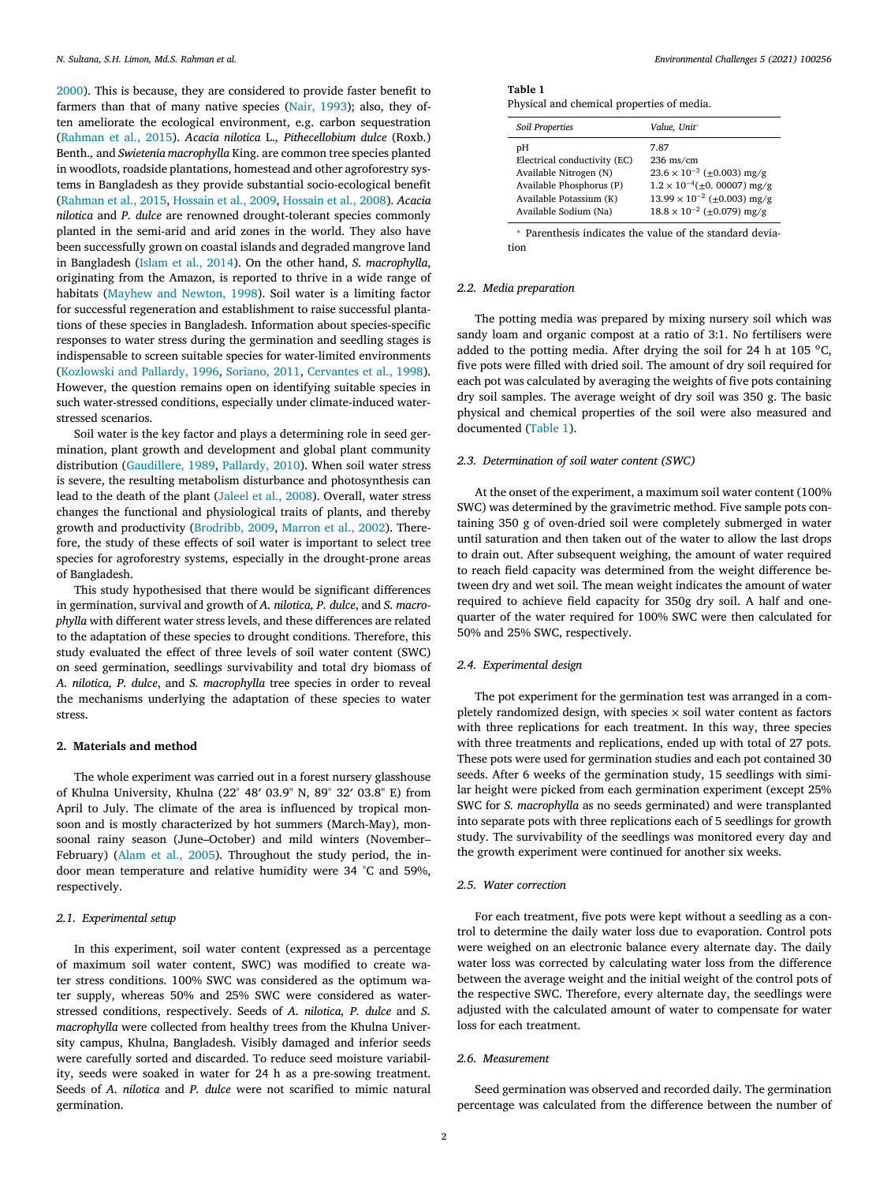2000). This is because, they are considered to provide faster benefit to farmers than that of many native species (Nair, 1993); also, they often ameliorate the ecological environment, e.g. carbon sequestration (Rahman et al., 2015). *Acacia nilotica* L., *Pithecellobium dulce* (Roxb.) Benth., and *Swietenia macrophylla* King. are common tree species planted in woodlots, roadside plantations, homestead and other agroforestry systems in Bangladesh as they provide substantial socio-ecological benefit (Rahman et al., 2015, Hossain et al., 2009, Hossain et al., 2008). *Acacia nilotica* and *P. dulce* are renowned drought-tolerant species commonly planted in the semi-arid and arid zones in the world. They also have been successfully grown on coastal islands and degraded mangrove land in Bangladesh (Islam et al., 2014). On the other hand, *S. macrophylla*, originating from the Amazon, is reported to thrive in a wide range of habitats (Mayhew and Newton, 1998). Soil water is a limiting factor for successful regeneration and establishment to raise successful plantations of these species in Bangladesh. Information about species-specific responses to water stress during the germination and seedling stages is indispensable to screen suitable species for water-limited environments (Kozlowski and Pallardy, 1996, Soriano, 2011, Cervantes et al., 1998). However, the question remains open on identifying suitable species in such water-stressed conditions, especially under climate-induced water-stressed scenarios.

Soil water is the key factor and plays a determining role in seed germination, plant growth and development and global plant community distribution (Gaudillere, 1989, Pallardy, 2010). When soil water stress is severe, the resulting metabolism disturbance and photosynthesis can lead to the death of the plant (Jaleel et al., 2008). Overall, water stress changes the functional and physiological traits of plants, and thereby growth and productivity (Brodribb, 2009, Marron et al., 2002). Therefore, the study of these effects of soil water is important to select tree species for agroforestry systems, especially in the drought-prone areas of Bangladesh.

This study hypothesised that there would be significant differences in germination, survival and growth of *A. nilotica, P. dulce*, and *S. macrophylla* with different water stress levels, and these differences are related to the adaptation of these species to drought conditions. Therefore, this study evaluated the effect of three levels of soil water content (SWC) on seed germination, seedlings survivability and total dry biomass of *A. nilotica, P. dulce*, and *S. macrophylla* tree species in order to reveal the mechanisms underlying the adaptation of these species to water stress.

## 2. Materials and method

The whole experiment was carried out in a forest nursery glasshouse of Khulna University, Khulna (22° 48′ 03.9" N, 89° 32′ 03.8" E) from April to July. The climate of the area is influenced by tropical monsoon and is mostly characterized by hot summers (March-May), monsoonal rainy season (June–October) and mild winters (November–February) (Alam et al., 2005). Throughout the study period, the indoor mean temperature and relative humidity were 34 °C and 59%, respectively.

### 2.1. Experimental setup

In this experiment, soil water content (expressed as a percentage of maximum soil water content, SWC) was modified to create water stress conditions. 100% SWC was considered as the optimum water supply, whereas 50% and 25% SWC were considered as water-stressed conditions, respectively. Seeds of *A. nilotica, P. dulce* and *S. macrophylla* were collected from healthy trees from the Khulna University campus, Khulna, Bangladesh. Visibly damaged and inferior seeds were carefully sorted and discarded. To reduce seed moisture variability, seeds were soaked in water for 24 h as a pre-sowing treatment. Seeds of *A. nilotica* and *P. dulce* were not scarified to mimic natural germination.

**Table 1**
Physical and chemical properties of media.

| *Soil Properties* | *Value, Unit*[*] |
|---|---|
| pH | 7.87 |
| Electrical conductivity (EC) | 236 ms/cm |
| Available Nitrogen (N) | $23.6 \times 10^{-3}$ (±0.003) mg/g |
| Available Phosphorus (P) | $1.2 \times 10^{-4}$(±0. 00007) mg/g |
| Available Potassium (K) | $13.99 \times 10^{-2}$ (±0.003) mg/g |
| Available Sodium (Na) | $18.8 \times 10^{-2}$ (±0.079) mg/g |

[*] Parenthesis indicates the value of the standard deviation

### 2.2. Media preparation

The potting media was prepared by mixing nursery soil which was sandy loam and organic compost at a ratio of 3:1. No fertilisers were added to the potting media. After drying the soil for 24 h at 105 °C, five pots were filled with dried soil. The amount of dry soil required for each pot was calculated by averaging the weights of five pots containing dry soil samples. The average weight of dry soil was 350 g. The basic physical and chemical properties of the soil were also measured and documented (Table 1).

### 2.3. Determination of soil water content (SWC)

At the onset of the experiment, a maximum soil water content (100% SWC) was determined by the gravimetric method. Five sample pots containing 350 g of oven-dried soil were completely submerged in water until saturation and then taken out of the water to allow the last drops to drain out. After subsequent weighing, the amount of water required to reach field capacity was determined from the weight difference between dry and wet soil. The mean weight indicates the amount of water required to achieve field capacity for 350g dry soil. A half and one-quarter of the water required for 100% SWC were then calculated for 50% and 25% SWC, respectively.

### 2.4. Experimental design

The pot experiment for the germination test was arranged in a completely randomized design, with species × soil water content as factors with three replications for each treatment. In this way, three species with three treatments and replications, ended up with total of 27 pots. These pots were used for germination studies and each pot contained 30 seeds. After 6 weeks of the germination study, 15 seedlings with similar height were picked from each germination experiment (except 25% SWC for *S. macrophylla* as no seeds germinated) and were transplanted into separate pots with three replications each of 5 seedlings for growth study. The survivability of the seedlings was monitored every day and the growth experiment were continued for another six weeks.

### 2.5. Water correction

For each treatment, five pots were kept without a seedling as a control to determine the daily water loss due to evaporation. Control pots were weighed on an electronic balance every alternate day. The daily water loss was corrected by calculating water loss from the difference between the average weight and the initial weight of the control pots of the respective SWC. Therefore, every alternate day, the seedlings were adjusted with the calculated amount of water to compensate for water loss for each treatment.

### 2.6. Measurement

Seed germination was observed and recorded daily. The germination percentage was calculated from the difference between the number of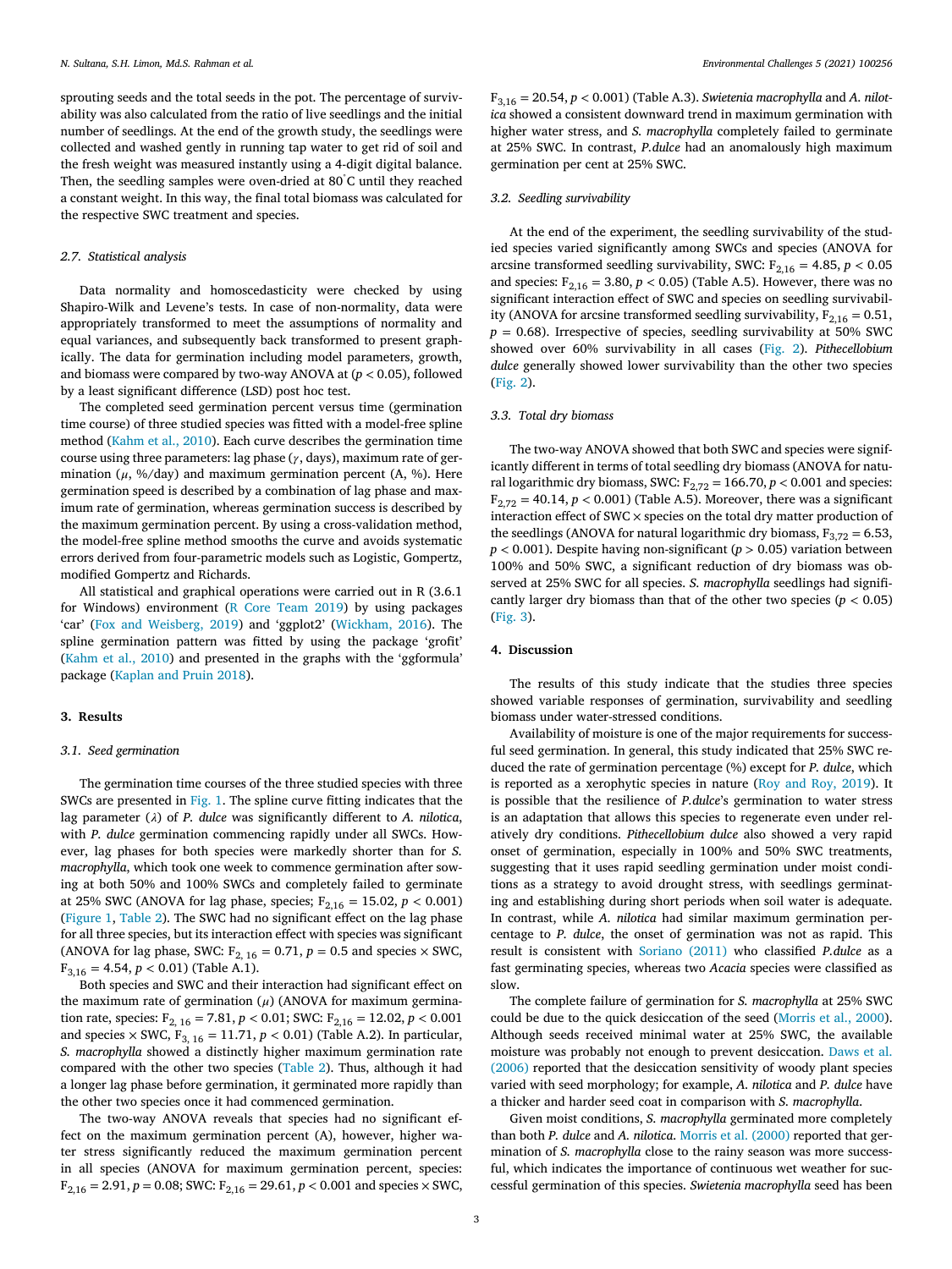sprouting seeds and the total seeds in the pot. The percentage of survivability was also calculated from the ratio of live seedlings and the initial number of seedlings. At the end of the growth study, the seedlings were collected and washed gently in running tap water to get rid of soil and the fresh weight was measured instantly using a 4-digit digital balance. Then, the seedling samples were oven-dried at 80˚C until they reached a constant weight. In this way, the final total biomass was calculated for the respective SWC treatment and species.

### 2.7. Statistical analysis

Data normality and homoscedasticity were checked by using Shapiro-Wilk and Levene's tests. In case of non-normality, data were appropriately transformed to meet the assumptions of normality and equal variances, and subsequently back transformed to present graphically. The data for germination including model parameters, growth, and biomass were compared by two-way ANOVA at ($p < 0.05$), followed by a least significant difference (LSD) post hoc test.

The completed seed germination percent versus time (germination time course) of three studied species was fitted with a model-free spline method (Kahm et al., 2010). Each curve describes the germination time course using three parameters: lag phase ($\gamma$, days), maximum rate of germination ($\mu$, %/day) and maximum germination percent (A, %). Here germination speed is described by a combination of lag phase and maximum rate of germination, whereas germination success is described by the maximum germination percent. By using a cross-validation method, the model-free spline method smooths the curve and avoids systematic errors derived from four-parametric models such as Logistic, Gompertz, modified Gompertz and Richards.

All statistical and graphical operations were carried out in R (3.6.1 for Windows) environment (R Core Team 2019) by using packages 'car' (Fox and Weisberg, 2019) and 'ggplot2' (Wickham, 2016). The spline germination pattern was fitted by using the package 'grofit' (Kahm et al., 2010) and presented in the graphs with the 'ggformula' package (Kaplan and Pruin 2018).

## 3. Results

### 3.1. Seed germination

The germination time courses of the three studied species with three SWCs are presented in Fig. 1. The spline curve fitting indicates that the lag parameter ($\lambda$) of *P. dulce* was significantly different to *A. nilotica*, with *P. dulce* germination commencing rapidly under all SWCs. However, lag phases for both species were markedly shorter than for *S. macrophylla*, which took one week to commence germination after sowing at both 50% and 100% SWCs and completely failed to germinate at 25% SWC (ANOVA for lag phase, species; $F_{2,16} = 15.02$, $p < 0.001$) (Figure 1, Table 2). The SWC had no significant effect on the lag phase for all three species, but its interaction effect with species was significant (ANOVA for lag phase, SWC: $F_{2,16} = 0.71$, $p = 0.5$ and species × SWC, $F_{3,16} = 4.54$, $p < 0.01$) (Table A.1).

Both species and SWC and their interaction had significant effect on the maximum rate of germination ($\mu$) (ANOVA for maximum germination rate, species: $F_{2,16} = 7.81$, $p < 0.01$; SWC: $F_{2,16} = 12.02$, $p < 0.001$ and species × SWC, $F_{3,16} = 11.71$, $p < 0.01$) (Table A.2). In particular, *S. macrophylla* showed a distinctly higher maximum germination rate compared with the other two species (Table 2). Thus, although it had a longer lag phase before germination, it germinated more rapidly than the other two species once it had commenced germination.

The two-way ANOVA reveals that species had no significant effect on the maximum germination percent (A), however, higher water stress significantly reduced the maximum germination percent in all species (ANOVA for maximum germination percent, species: $F_{2,16} = 2.91$, $p = 0.08$; SWC: $F_{2,16} = 29.61$, $p < 0.001$ and species × SWC, $F_{3,16} = 20.54$, $p < 0.001$) (Table A.3). *Swietenia macrophylla* and *A. nilotica* showed a consistent downward trend in maximum germination with higher water stress, and *S. macrophylla* completely failed to germinate at 25% SWC. In contrast, *P.dulce* had an anomalously high maximum germination per cent at 25% SWC.

### 3.2. Seedling survivability

At the end of the experiment, the seedling survivability of the studied species varied significantly among SWCs and species (ANOVA for arcsine transformed seedling survivability, SWC: $F_{2,16} = 4.85$, $p < 0.05$ and species: $F_{2,16} = 3.80$, $p < 0.05$) (Table A.5). However, there was no significant interaction effect of SWC and species on seedling survivability (ANOVA for arcsine transformed seedling survivability, $F_{2,16} = 0.51$, $p = 0.68$). Irrespective of species, seedling survivability at 50% SWC showed over 60% survivability in all cases (Fig. 2). *Pithecellobium dulce* generally showed lower survivability than the other two species (Fig. 2).

### 3.3. Total dry biomass

The two-way ANOVA showed that both SWC and species were significantly different in terms of total seedling dry biomass (ANOVA for natural logarithmic dry biomass, SWC: $F_{2,72} = 166.70$, $p < 0.001$ and species: $F_{2,72} = 40.14$, $p < 0.001$) (Table A.5). Moreover, there was a significant interaction effect of SWC × species on the total dry matter production of the seedlings (ANOVA for natural logarithmic dry biomass, $F_{3,72} = 6.53$, $p < 0.001$). Despite having non-significant ($p > 0.05$) variation between 100% and 50% SWC, a significant reduction of dry biomass was observed at 25% SWC for all species. *S. macrophylla* seedlings had significantly larger dry biomass than that of the other two species ($p < 0.05$) (Fig. 3).

## 4. Discussion

The results of this study indicate that the studies three species showed variable responses of germination, survivability and seedling biomass under water-stressed conditions.

Availability of moisture is one of the major requirements for successful seed germination. In general, this study indicated that 25% SWC reduced the rate of germination percentage (%) except for *P. dulce*, which is reported as a xerophytic species in nature (Roy and Roy, 2019). It is possible that the resilience of *P.dulce*'s germination to water stress is an adaptation that allows this species to regenerate even under relatively dry conditions. *Pithecellobium dulce* also showed a very rapid onset of germination, especially in 100% and 50% SWC treatments, suggesting that it uses rapid seedling germination under moist conditions as a strategy to avoid drought stress, with seedlings germinating and establishing during short periods when soil water is adequate. In contrast, while *A. nilotica* had similar maximum germination percentage to *P. dulce*, the onset of germination was not as rapid. This result is consistent with Soriano (2011) who classified *P.dulce* as a fast germinating species, whereas two *Acacia* species were classified as slow.

The complete failure of germination for *S. macrophylla* at 25% SWC could be due to the quick desiccation of the seed (Morris et al., 2000). Although seeds received minimal water at 25% SWC, the available moisture was probably not enough to prevent desiccation. Daws et al. (2006) reported that the desiccation sensitivity of woody plant species varied with seed morphology; for example, *A. nilotica* and *P. dulce* have a thicker and harder seed coat in comparison with *S. macrophylla*.

Given moist conditions, *S. macrophylla* germinated more completely than both *P. dulce* and *A. nilotica*. Morris et al. (2000) reported that germination of *S. macrophylla* close to the rainy season was more successful, which indicates the importance of continuous wet weather for successful germination of this species. *Swietenia macrophylla* seed has been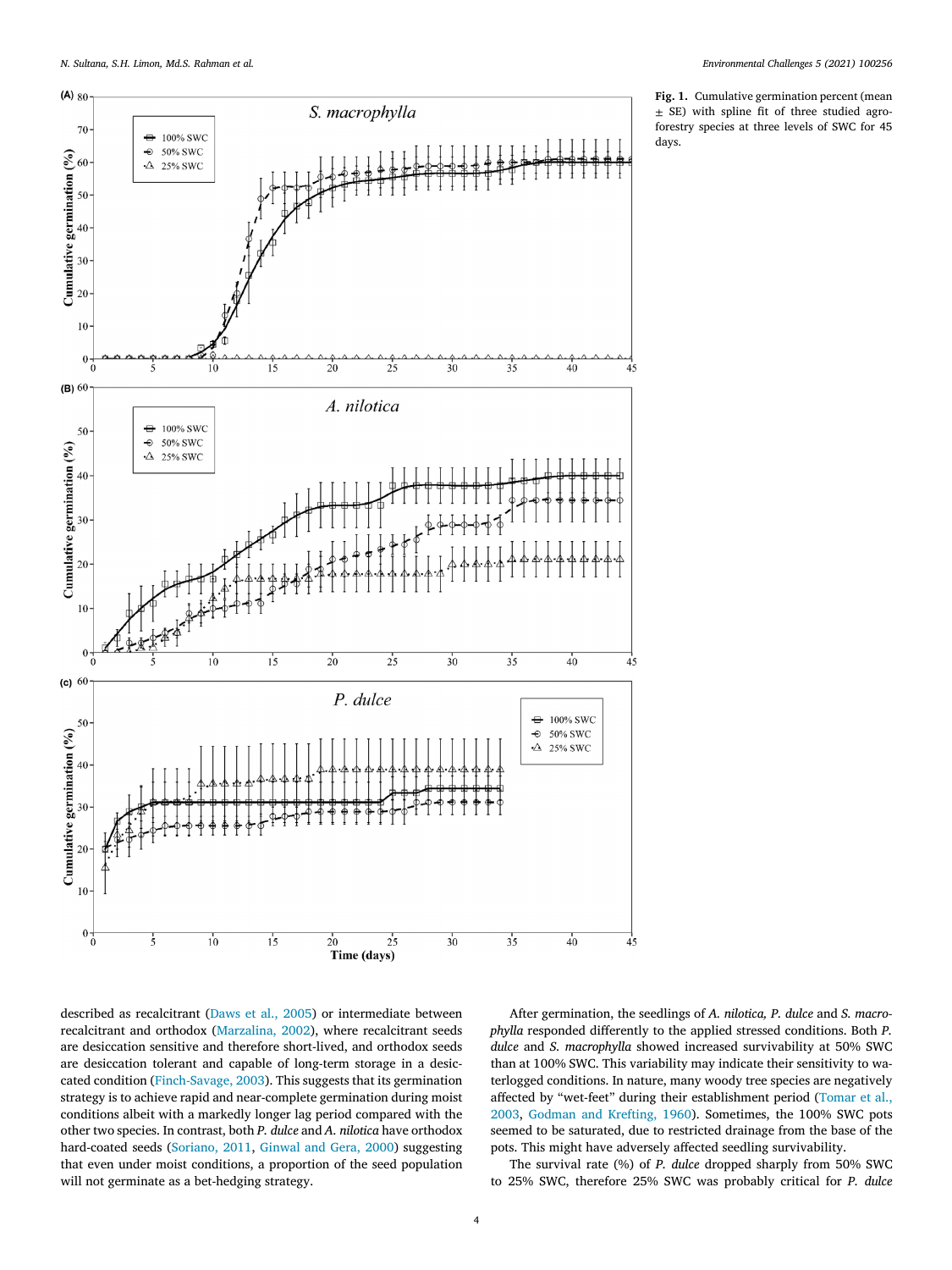Fig. 1. Cumulative germination percent (mean ± SE) with spline fit of three studied agroforestry species at three levels of SWC for 45 days.

described as recalcitrant (Daws et al., 2005) or intermediate between recalcitrant and orthodox (Marzalina, 2002), where recalcitrant seeds are desiccation sensitive and therefore short-lived, and orthodox seeds are desiccation tolerant and capable of long-term storage in a desiccated condition (Finch-Savage, 2003). This suggests that its germination strategy is to achieve rapid and near-complete germination during moist conditions albeit with a markedly longer lag period compared with the other two species. In contrast, both *P. dulce* and *A. nilotica* have orthodox hard-coated seeds (Soriano, 2011, Ginwal and Gera, 2000) suggesting that even under moist conditions, a proportion of the seed population will not germinate as a bet-hedging strategy.

After germination, the seedlings of *A. nilotica, P. dulce* and *S. macrophylla* responded differently to the applied stressed conditions. Both *P. dulce* and *S. macrophylla* showed increased survivability at 50% SWC than at 100% SWC. This variability may indicate their sensitivity to waterlogged conditions. In nature, many woody tree species are negatively affected by "wet-feet" during their establishment period (Tomar et al., 2003, Godman and Krefting, 1960). Sometimes, the 100% SWC pots seemed to be saturated, due to restricted drainage from the base of the pots. This might have adversely affected seedling survivability.

The survival rate (%) of *P. dulce* dropped sharply from 50% SWC to 25% SWC, therefore 25% SWC was probably critical for *P. dulce*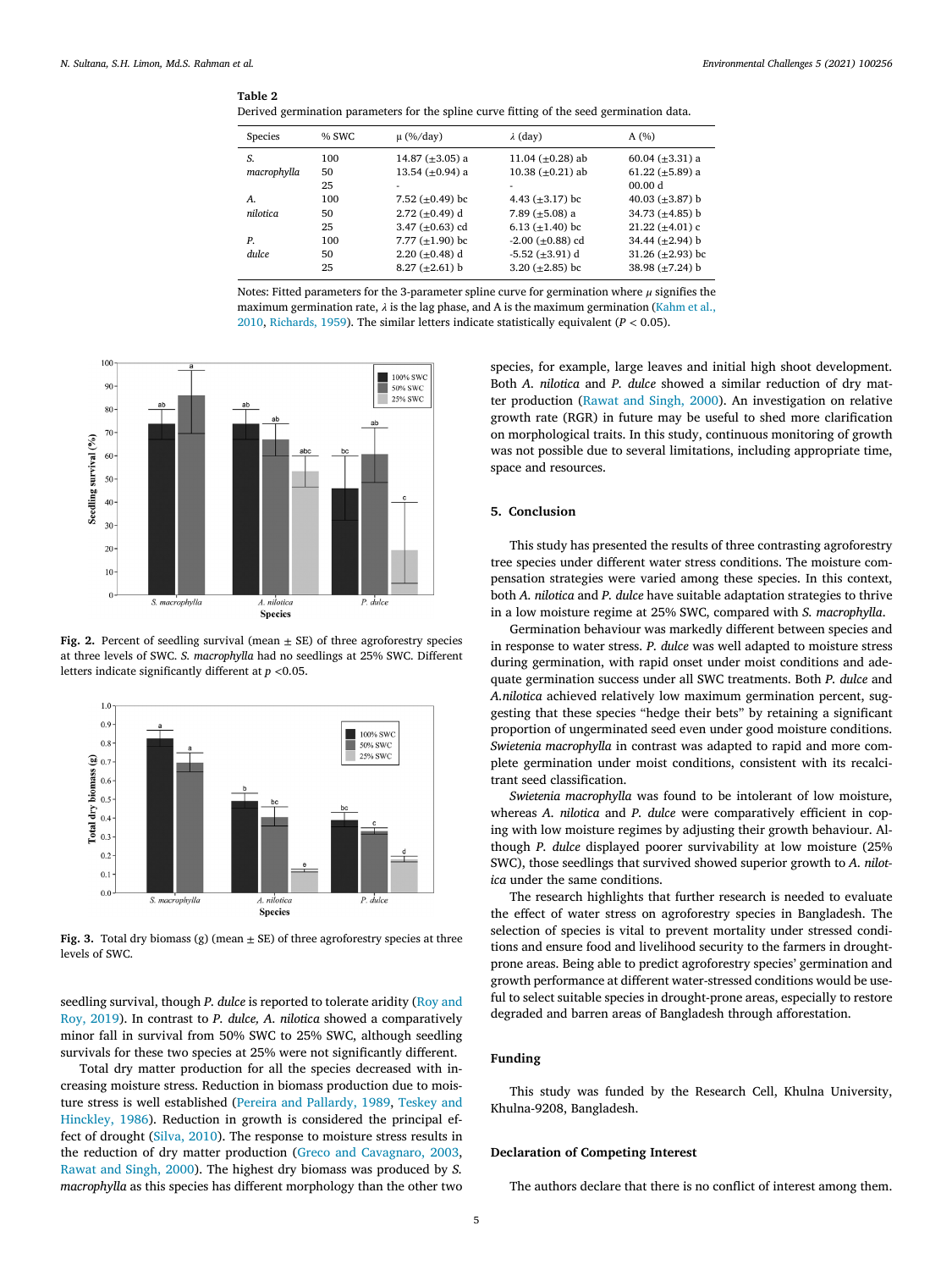**Table 2**
Derived germination parameters for the spline curve fitting of the seed germination data.

| Species | % SWC | μ (%/day) | λ (day) | A (%) |
|---|---|---|---|---|
| *S. macrophylla* | 100 | 14.87 (±3.05) a | 11.04 (±0.28) ab | 60.04 (±3.31) a |
| | 50 | 13.54 (±0.94) a | 10.38 (±0.21) ab | 61.22 (±5.89) a |
| | 25 | - | - | 00.00 d |
| *A. nilotica* | 100 | 7.52 (±0.49) bc | 4.43 (±3.17) bc | 40.03 (±3.87) b |
| | 50 | 2.72 (±0.49) d | 7.89 (±5.08) a | 34.73 (±4.85) b |
| | 25 | 3.47 (±0.63) cd | 6.13 (±1.40) bc | 21.22 (±4.01) c |
| *P. dulce* | 100 | 7.77 (±1.90) bc | -2.00 (±0.88) cd | 34.44 (±2.94) b |
| | 50 | 2.20 (±0.48) d | -5.52 (±3.91) d | 31.26 (±2.93) bc |
| | 25 | 8.27 (±2.61) b | 3.20 (±2.85) bc | 38.98 (±7.24) b |

Notes: Fitted parameters for the 3-parameter spline curve for germination where $\mu$ signifies the maximum germination rate, $\lambda$ is the lag phase, and A is the maximum germination (Kahm et al., 2010, Richards, 1959). The similar letters indicate statistically equivalent ($P < 0.05$).

**Fig. 2.** Percent of seedling survival (mean ± SE) of three agroforestry species at three levels of SWC. *S. macrophylla* had no seedlings at 25% SWC. Different letters indicate significantly different at $p < 0.05$.

**Fig. 3.** Total dry biomass (g) (mean ± SE) of three agroforestry species at three levels of SWC.

seedling survival, though *P. dulce* is reported to tolerate aridity (Roy and Roy, 2019). In contrast to *P. dulce, A. nilotica* showed a comparatively minor fall in survival from 50% SWC to 25% SWC, although seedling survivals for these two species at 25% were not significantly different.

Total dry matter production for all the species decreased with increasing moisture stress. Reduction in biomass production due to moisture stress is well established (Pereira and Pallardy, 1989, Teskey and Hinckley, 1986). Reduction in growth is considered the principal effect of drought (Silva, 2010). The response to moisture stress results in the reduction of dry matter production (Greco and Cavagnaro, 2003, Rawat and Singh, 2000). The highest dry biomass was produced by *S. macrophylla* as this species has different morphology than the other two species, for example, large leaves and initial high shoot development. Both *A. nilotica* and *P. dulce* showed a similar reduction of dry matter production (Rawat and Singh, 2000). An investigation on relative growth rate (RGR) in future may be useful to shed more clarification on morphological traits. In this study, continuous monitoring of growth was not possible due to several limitations, including appropriate time, space and resources.

## 5. Conclusion

This study has presented the results of three contrasting agroforestry tree species under different water stress conditions. The moisture compensation strategies were varied among these species. In this context, both *A. nilotica* and *P. dulce* have suitable adaptation strategies to thrive in a low moisture regime at 25% SWC, compared with *S. macrophylla*.

Germination behaviour was markedly different between species and in response to water stress. *P. dulce* was well adapted to moisture stress during germination, with rapid onset under moist conditions and adequate germination success under all SWC treatments. Both *P. dulce* and *A.nilotica* achieved relatively low maximum germination percent, suggesting that these species "hedge their bets" by retaining a significant proportion of ungerminated seed even under good moisture conditions. *Swietenia macrophylla* in contrast was adapted to rapid and more complete germination under moist conditions, consistent with its recalcitrant seed classification.

*Swietenia macrophylla* was found to be intolerant of low moisture, whereas *A. nilotica* and *P. dulce* were comparatively efficient in coping with low moisture regimes by adjusting their growth behaviour. Although *P. dulce* displayed poorer survivability at low moisture (25% SWC), those seedlings that survived showed superior growth to *A. nilotica* under the same conditions.

The research highlights that further research is needed to evaluate the effect of water stress on agroforestry species in Bangladesh. The selection of species is vital to prevent mortality under stressed conditions and ensure food and livelihood security to the farmers in drought-prone areas. Being able to predict agroforestry species' germination and growth performance at different water-stressed conditions would be useful to select suitable species in drought-prone areas, especially to restore degraded and barren areas of Bangladesh through afforestation.

## Funding

This study was funded by the Research Cell, Khulna University, Khulna-9208, Bangladesh.

## Declaration of Competing Interest

The authors declare that there is no conflict of interest among them.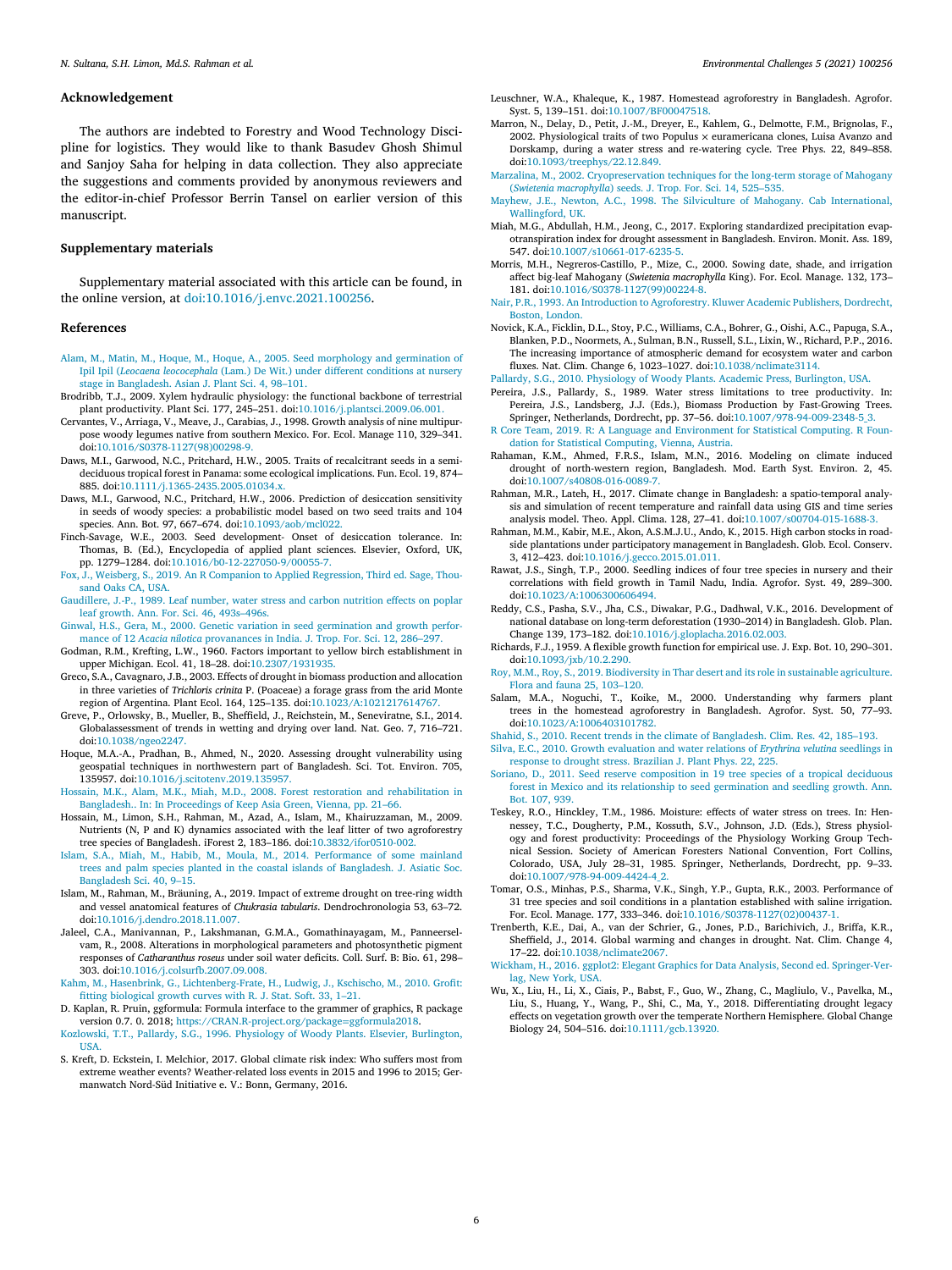## Acknowledgement

The authors are indebted to Forestry and Wood Technology Discipline for logistics. They would like to thank Basudev Ghosh Shimul and Sanjoy Saha for helping in data collection. They also appreciate the suggestions and comments provided by anonymous reviewers and the editor-in-chief Professor Berrin Tansel on earlier version of this manuscript.

## Supplementary materials

Supplementary material associated with this article can be found, in the online version, at doi:10.1016/j.envc.2021.100256.

## References

Alam, M., Matin, M., Hoque, M., Hoque, A., 2005. Seed morphology and germination of Ipil Ipil (*Leocaena leococephala* (Lam.) De Wit.) under different conditions at nursery stage in Bangladesh. Asian J. Plant Sci. 4, 98–101.

Brodribb, T.J., 2009. Xylem hydraulic physiology: the functional backbone of terrestrial plant productivity. Plant Sci. 177, 245–251. doi:10.1016/j.plantsci.2009.06.001.

Cervantes, V., Arriaga, V., Meave, J., Carabias, J., 1998. Growth analysis of nine multipurpose woody legumes native from southern Mexico. For. Ecol. Manage 110, 329–341. doi:10.1016/S0378-1127(98)00298-9.

Daws, M.I., Garwood, N.C., Pritchard, H.W., 2005. Traits of recalcitrant seeds in a semi-deciduous tropical forest in Panama: some ecological implications. Fun. Ecol. 19, 874–885. doi:10.1111/j.1365-2435.2005.01034.x.

Daws, M.I., Garwood, N.C., Pritchard, H.W., 2006. Prediction of desiccation sensitivity in seeds of woody species: a probabilistic model based on two seed traits and 104 species. Ann. Bot. 97, 667–674. doi:10.1093/aob/mcl022.

Finch-Savage, W.E., 2003. Seed development- Onset of desiccation tolerance. In: Thomas, B. (Ed.), Encyclopedia of applied plant sciences. Elsevier, Oxford, UK, pp. 1279–1284. doi:10.1016/b0-12-227050-9/00055-7.

Fox, J., Weisberg, S., 2019. An R Companion to Applied Regression, Third ed. Sage, Thousand Oaks CA, USA.

Gaudillere, J.-P., 1989. Leaf number, water stress and carbon nutrition effects on poplar leaf growth. Ann. For. Sci. 46, 493s–496s.

Ginwal, H.S., Gera, M., 2000. Genetic variation in seed germination and growth performance of 12 *Acacia nilotica* provanances in India. J. Trop. For. Sci. 12, 286–297.

Godman, R.M., Krefting, L.W., 1960. Factors important to yellow birch establishment in upper Michigan. Ecol. 41, 18–28. doi:10.2307/1931935.

Greco, S.A., Cavagnaro, J.B., 2003. Effects of drought in biomass production and allocation in three varieties of *Trichloris crinita* P. (Poaceae) a forage grass from the arid Monte region of Argentina. Plant Ecol. 164, 125–135. doi:10.1023/A:1021217614767.

Greve, P., Orlowsky, B., Mueller, B., Sheffield, J., Reichstein, M., Seneviratne, S.I., 2014. Globalassessment of trends in wetting and drying over land. Nat. Geo. 7, 716–721. doi:10.1038/ngeo2247.

Hoque, M.A.-A., Pradhan, B., Ahmed, N., 2020. Assessing drought vulnerability using geospatial techniques in northwestern part of Bangladesh. Sci. Tot. Environ. 705, 135957. doi:10.1016/j.scitotenv.2019.135957.

Hossain, M.K., Alam, M.K., Miah, M.D., 2008. Forest restoration and rehabilitation in Bangladesh.. In: In Proceedings of Keep Asia Green, Vienna, pp. 21–66.

Hossain, M., Limon, S.H., Rahman, M., Azad, A., Islam, M., Khairuzzaman, M., 2009. Nutrients (N, P and K) dynamics associated with the leaf litter of two agroforestry tree species of Bangladesh. iForest 2, 183–186. doi:10.3832/ifor0510-002.

Islam, S.A., Miah, M., Habib, M., Moula, M., 2014. Performance of some mainland trees and palm species planted in the coastal islands of Bangladesh. J. Asiatic Soc. Bangladesh Sci. 40, 9–15.

Islam, M., Rahman, M., Bräuning, A., 2019. Impact of extreme drought on tree-ring width and vessel anatomical features of *Chukrasia tabularis*. Dendrochronologia 53, 63–72. doi:10.1016/j.dendro.2018.11.007.

Jaleel, C.A., Manivannan, P., Lakshmanan, G.M.A., Gomathinayagam, M., Panneerselvam, R., 2008. Alterations in morphological parameters and photosynthetic pigment responses of *Catharanthus roseus* under soil water deficits. Coll. Surf. B: Bio. 61, 298–303. doi:10.1016/j.colsurfb.2007.09.008.

Kahm, M., Hasenbrink, G., Lichtenberg-Frate, H., Ludwig, J., Kschischo, M., 2010. Grofit: fitting biological growth curves with R. J. Stat. Soft. 33, 1–21.

D. Kaplan, R. Pruin, ggformula: Formula interface to the grammer of graphics, R package version 0.7. 0. 2018; https://CRAN.R-project.org/package=ggformula2018.

Kozlowski, T.T., Pallardy, S.G., 1996. Physiology of Woody Plants. Elsevier, Burlington, USA.

S. Kreft, D. Eckstein, I. Melchior, 2017. Global climate risk index: Who suffers most from extreme weather events? Weather-related loss events in 2015 and 1996 to 2015; Germanwatch Nord-Süd Initiative e. V.: Bonn, Germany, 2016.

Leuschner, W.A., Khaleque, K., 1987. Homestead agroforestry in Bangladesh. Agrofor. Syst. 5, 139–151. doi:10.1007/BF00047518.

Marron, N., Delay, D., Petit, J.-M., Dreyer, E., Kahlem, G., Delmotte, F.M., Brignolas, F., 2002. Physiological traits of two Populus × euramericana clones, Luisa Avanzo and Dorskamp, during a water stress and re-watering cycle. Tree Phys. 22, 849–858. doi:10.1093/treephys/22.12.849.

Marzalina, M., 2002. Cryopreservation techniques for the long-term storage of Mahogany (*Swietenia macrophylla*) seeds. J. Trop. For. Sci. 14, 525–535.

Mayhew, J.E., Newton, A.C., 1998. The Silviculture of Mahogany. Cab International, Wallingford, UK.

Miah, M.G., Abdullah, H.M., Jeong, C., 2017. Exploring standardized precipitation evapotranspiration index for drought assessment in Bangladesh. Environ. Monit. Ass. 189, 547. doi:10.1007/s10661-017-6235-5.

Morris, M.H., Negreros-Castillo, P., Mize, C., 2000. Sowing date, shade, and irrigation affect big-leaf Mahogany (*Swietenia macrophylla* King). For. Ecol. Manage. 132, 173–181. doi:10.1016/S0378-1127(99)00224-8.

Nair, P.R., 1993. An Introduction to Agroforestry. Kluwer Academic Publishers, Dordrecht, Boston, London.

Novick, K.A., Ficklin, D.L., Stoy, P.C., Williams, C.A., Bohrer, G., Oishi, A.C., Papuga, S.A., Blanken, P.D., Noormets, A., Sulman, B.N., Russell, S.L., Lixin, W., Richard, P.P., 2016. The increasing importance of atmospheric demand for ecosystem water and carbon fluxes. Nat. Clim. Change 6, 1023–1027. doi:10.1038/nclimate3114.

Pallardy, S.G., 2010. Physiology of Woody Plants. Academic Press, Burlington, USA.

Pereira, J.S., Pallardy, S., 1989. Water stress limitations to tree productivity. In: Pereira, J.S., Landsberg, J.J. (Eds.), Biomass Production by Fast-Growing Trees. Springer, Netherlands, Dordrecht, pp. 37–56. doi:10.1007/978-94-009-2348-5_3.

R Core Team, 2019. R: A Language and Environment for Statistical Computing. R Foundation for Statistical Computing, Vienna, Austria.

Rahaman, K.M., Ahmed, F.R.S., Islam, M.N., 2016. Modeling on climate induced drought of north-western region, Bangladesh. Mod. Earth Syst. Environ. 2, 45. doi:10.1007/s40808-016-0089-7.

Rahman, M.R., Lateh, H., 2017. Climate change in Bangladesh: a spatio-temporal analysis and simulation of recent temperature and rainfall data using GIS and time series analysis model. Theo. Appl. Clima. 128, 27–41. doi:10.1007/s00704-015-1688-3.

Rahman, M.M., Kabir, M.E., Akon, A.S.M.J.U., Ando, K., 2015. High carbon stocks in roadside plantations under participatory management in Bangladesh. Glob. Ecol. Conserv. 3, 412–423. doi:10.1016/j.gecco.2015.01.011.

Rawat, J.S., Singh, T.P., 2000. Seedling indices of four tree species in nursery and their correlations with field growth in Tamil Nadu, India. Agrofor. Syst. 49, 289–300. doi:10.1023/A:1006300606494.

Reddy, C.S., Pasha, S.V., Jha, C.S., Diwakar, P.G., Dadhwal, V.K., 2016. Development of national database on long-term deforestation (1930–2014) in Bangladesh. Glob. Plan. Change 139, 173–182. doi:10.1016/j.gloplacha.2016.02.003.

Richards, F.J., 1959. A flexible growth function for empirical use. J. Exp. Bot. 10, 290–301. doi:10.1093/jxb/10.2.290.

Roy, M.M., Roy, S., 2019. Biodiversity in Thar desert and its role in sustainable agriculture. Flora and fauna 25, 103–120.

Salam, M.A., Noguchi, T., Koike, M., 2000. Understanding why farmers plant trees in the homestead agroforestry in Bangladesh. Agrofor. Syst. 50, 77–93. doi:10.1023/A:1006403101782.

Shahid, S., 2010. Recent trends in the climate of Bangladesh. Clim. Res. 42, 185–193.

Silva, E.C., 2010. Growth evaluation and water relations of *Erythrina velutina* seedlings in response to drought stress. Brazilian J. Plant Phys. 22, 225.

Soriano, D., 2011. Seed reserve composition in 19 tree species of a tropical deciduous forest in Mexico and its relationship to seed germination and seedling growth. Ann. Bot. 107, 939.

Teskey, R.O., Hinckley, T.M., 1986. Moisture: effects of water stress on trees. In: Hennessey, T.C., Dougherty, P.M., Kossuth, S.V., Johnson, J.D. (Eds.), Stress physiology and forest productivity: Proceedings of the Physiology Working Group Technical Session. Society of American Foresters National Convention, Fort Collins, Colorado, USA, July 28–31, 1985. Springer, Netherlands, Dordrecht, pp. 9–33. doi:10.1007/978-94-009-4424-4_2.

Tomar, O.S., Minhas, P.S., Sharma, V.K., Singh, Y.P., Gupta, R.K., 2003. Performance of 31 tree species and soil conditions in a plantation established with saline irrigation. For. Ecol. Manage. 177, 333–346. doi:10.1016/S0378-1127(02)00437-1.

Trenberth, K.E., Dai, A., van der Schrier, G., Jones, P.D., Barichivich, J., Briffa, K.R., Sheffield, J., 2014. Global warming and changes in drought. Nat. Clim. Change 4, 17–22. doi:10.1038/nclimate2067.

Wickham, H., 2016. ggplot2: Elegant Graphics for Data Analysis, Second ed. Springer-Verlag, New York, USA.

Wu, X., Liu, H., Li, X., Ciais, P., Babst, F., Guo, W., Zhang, C., Magliulo, V., Pavelka, M., Liu, S., Huang, Y., Wang, P., Shi, C., Ma, Y., 2018. Differentiating drought legacy effects on vegetation growth over the temperate Northern Hemisphere. Global Change Biology 24, 504–516. doi:10.1111/gcb.13920.